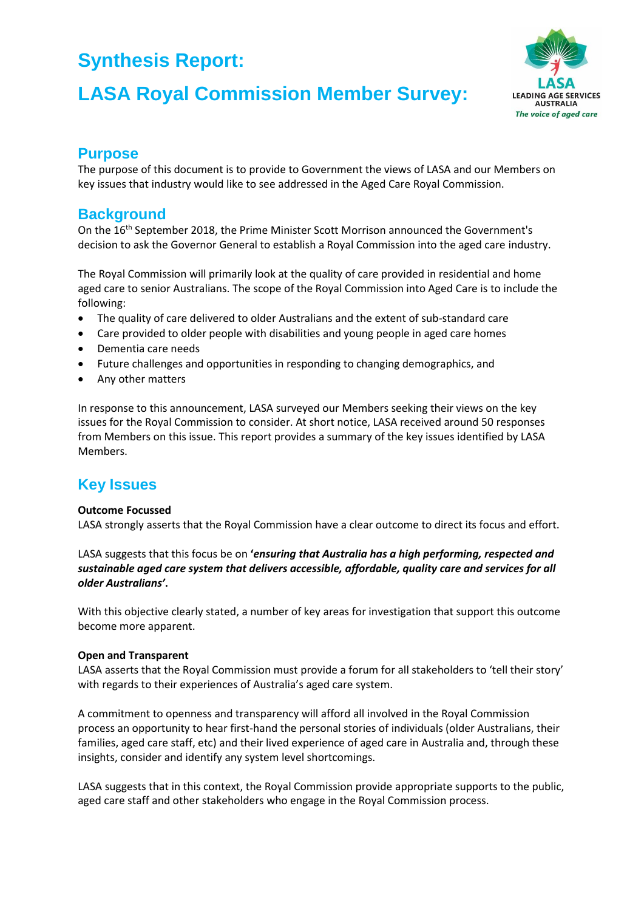# Synthesis Report:

# LASA Royal Commission Member Survey:

## Purpose

The purpose of this document is to provide to Government the views of LASA and our Members on key issues that industry would like to see addressed in the Aged Care Royal Commission.

## Background

On the 16th September 2018, the Prime Minister Scott Morrison announced the Government's decision to ask the Governor General to establish a Royal Commission into the aged care industry.

The Royal Commission will primarily look at the quality of care provided in residential and home aged care to senior Australians. The scope of the Royal Commission into Aged Care is to include the following:

- The quality of care delivered to older Australians and the extent of sub-standard care
- Care provided to older people with disabilities and young people in aged care homes
- Dementia care needs
- Future challenges and opportunities in responding to changing demographics, and
- Any other matters

In response to this announcement, LASA surveyed our Members seeking their views on the key issues for the Royal Commission to consider. At short notice, LASA received around 50 responses from Members on this issue. This report provides a summary of the key issues identified by LASA Members.

## Key Issues

**Outcome Focussed**

LASA strongly asserts that the Royal Commission have a clear outcome to direct its focus and effort.

LASA suggests that this focus be on **'*ensuring that Australia has a high performing, respected and sustainable aged care system that delivers accessible, affordable, quality care and services for all older Australians*'.**

With this objective clearly stated, a number of key areas for investigation that support this outcome become more apparent.

**Open and Transparent**

LASA asserts that the Royal Commission must provide a forum for all stakeholders to 'tell their story' with regards to their experiences of Australia's aged care system.

A commitment to openness and transparency will afford all involved in the Royal Commission process an opportunity to hear first-hand the personal stories of individuals (older Australians, their families, aged care staff, etc) and their lived experience of aged care in Australia and, through these insights, consider and identify any system level shortcomings.

LASA suggests that in this context, the Royal Commission provide appropriate supports to the public, aged care staff and other stakeholders who engage in the Royal Commission process.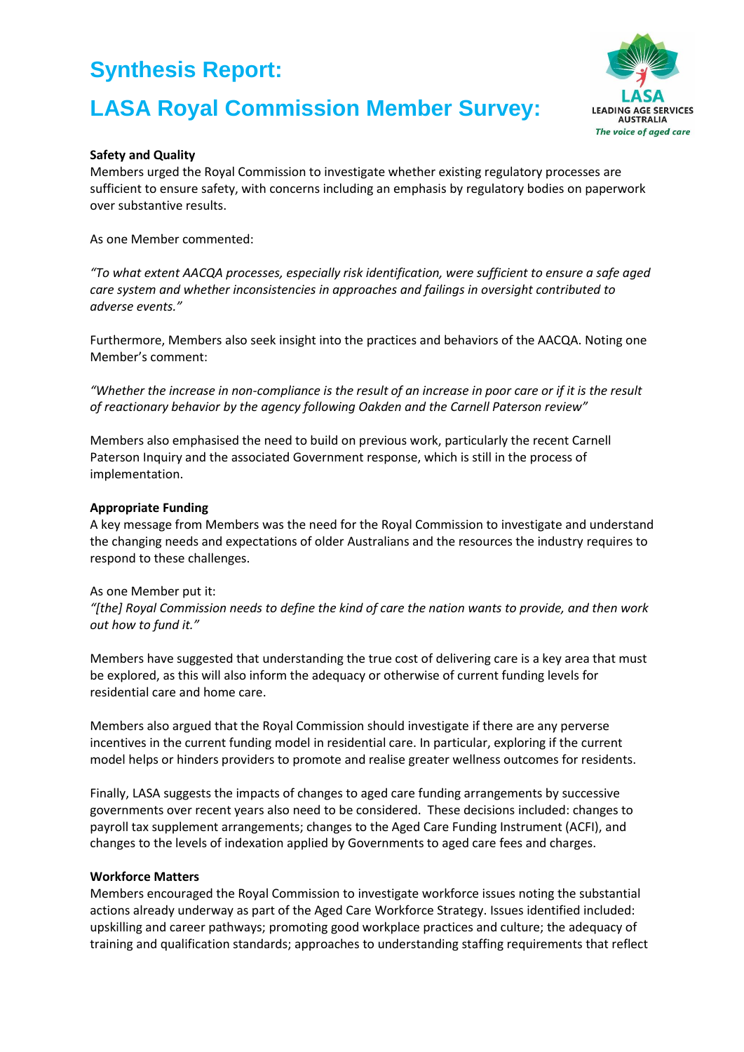# Synthesis Report:

# LASA Royal Commission Member Survey:

**Safety and Quality**

Members urged the Royal Commission to investigate whether existing regulatory processes are sufficient to ensure safety, with concerns including an emphasis by regulatory bodies on paperwork over substantive results.

As one Member commented:

*"To what extent AACQA processes, especially risk identification, were sufficient to ensure a safe aged care system and whether inconsistencies in approaches and failings in oversight contributed to adverse events."*

Furthermore, Members also seek insight into the practices and behaviors of the AACQA. Noting one Member's comment:

*"Whether the increase in non-compliance is the result of an increase in poor care or if it is the result of reactionary behavior by the agency following Oakden and the Carnell Paterson review"*

Members also emphasised the need to build on previous work, particularly the recent Carnell Paterson Inquiry and the associated Government response, which is still in the process of implementation.

**Appropriate Funding**

A key message from Members was the need for the Royal Commission to investigate and understand the changing needs and expectations of older Australians and the resources the industry requires to respond to these challenges.

As one Member put it:
*"[the] Royal Commission needs to define the kind of care the nation wants to provide, and then work out how to fund it."*

Members have suggested that understanding the true cost of delivering care is a key area that must be explored, as this will also inform the adequacy or otherwise of current funding levels for residential care and home care.

Members also argued that the Royal Commission should investigate if there are any perverse incentives in the current funding model in residential care. In particular, exploring if the current model helps or hinders providers to promote and realise greater wellness outcomes for residents.

Finally, LASA suggests the impacts of changes to aged care funding arrangements by successive governments over recent years also need to be considered. These decisions included: changes to payroll tax supplement arrangements; changes to the Aged Care Funding Instrument (ACFI), and changes to the levels of indexation applied by Governments to aged care fees and charges.

**Workforce Matters**

Members encouraged the Royal Commission to investigate workforce issues noting the substantial actions already underway as part of the Aged Care Workforce Strategy. Issues identified included: upskilling and career pathways; promoting good workplace practices and culture; the adequacy of training and qualification standards; approaches to understanding staffing requirements that reflect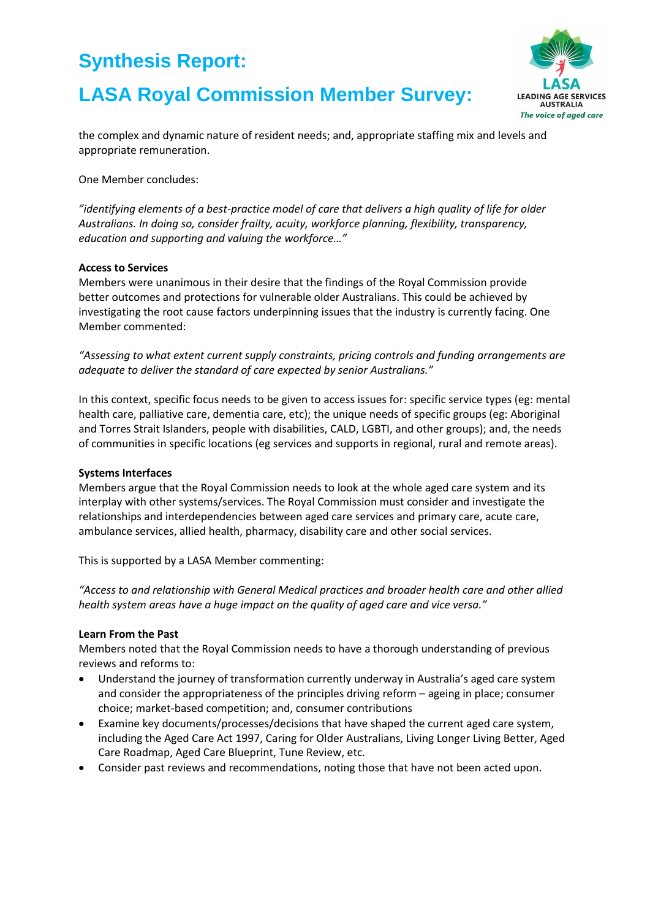the complex and dynamic nature of resident needs; and, appropriate staffing mix and levels and appropriate remuneration.

One Member concludes:

*"identifying elements of a best-practice model of care that delivers a high quality of life for older Australians. In doing so, consider frailty, acuity, workforce planning, flexibility, transparency, education and supporting and valuing the workforce…"*

**Access to Services**

Members were unanimous in their desire that the findings of the Royal Commission provide better outcomes and protections for vulnerable older Australians. This could be achieved by investigating the root cause factors underpinning issues that the industry is currently facing. One Member commented:

*"Assessing to what extent current supply constraints, pricing controls and funding arrangements are adequate to deliver the standard of care expected by senior Australians."*

In this context, specific focus needs to be given to access issues for: specific service types (eg: mental health care, palliative care, dementia care, etc); the unique needs of specific groups (eg: Aboriginal and Torres Strait Islanders, people with disabilities, CALD, LGBTI, and other groups); and, the needs of communities in specific locations (eg services and supports in regional, rural and remote areas).

**Systems Interfaces**

Members argue that the Royal Commission needs to look at the whole aged care system and its interplay with other systems/services. The Royal Commission must consider and investigate the relationships and interdependencies between aged care services and primary care, acute care, ambulance services, allied health, pharmacy, disability care and other social services.

This is supported by a LASA Member commenting:

*"Access to and relationship with General Medical practices and broader health care and other allied health system areas have a huge impact on the quality of aged care and vice versa."*

**Learn From the Past**

Members noted that the Royal Commission needs to have a thorough understanding of previous reviews and reforms to:

- Understand the journey of transformation currently underway in Australia's aged care system and consider the appropriateness of the principles driving reform – ageing in place; consumer choice; market-based competition; and, consumer contributions
- Examine key documents/processes/decisions that have shaped the current aged care system, including the Aged Care Act 1997, Caring for Older Australians, Living Longer Living Better, Aged Care Roadmap, Aged Care Blueprint, Tune Review, etc.
- Consider past reviews and recommendations, noting those that have not been acted upon.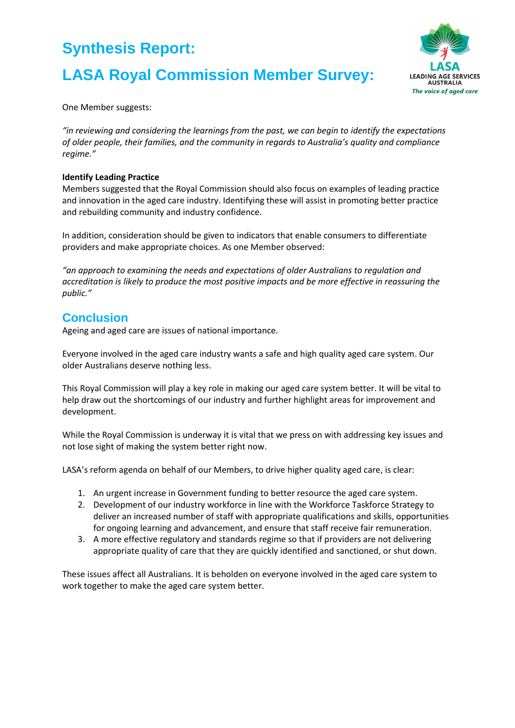# Synthesis Report:

# LASA Royal Commission Member Survey:

One Member suggests:

*"in reviewing and considering the learnings from the past, we can begin to identify the expectations of older people, their families, and the community in regards to Australia's quality and compliance regime."*

**Identify Leading Practice**

Members suggested that the Royal Commission should also focus on examples of leading practice and innovation in the aged care industry. Identifying these will assist in promoting better practice and rebuilding community and industry confidence.

In addition, consideration should be given to indicators that enable consumers to differentiate providers and make appropriate choices. As one Member observed:

*"an approach to examining the needs and expectations of older Australians to regulation and accreditation is likely to produce the most positive impacts and be more effective in reassuring the public."*

## Conclusion

Ageing and aged care are issues of national importance.

Everyone involved in the aged care industry wants a safe and high quality aged care system. Our older Australians deserve nothing less.

This Royal Commission will play a key role in making our aged care system better. It will be vital to help draw out the shortcomings of our industry and further highlight areas for improvement and development.

While the Royal Commission is underway it is vital that we press on with addressing key issues and not lose sight of making the system better right now.

LASA's reform agenda on behalf of our Members, to drive higher quality aged care, is clear:

1. An urgent increase in Government funding to better resource the aged care system.
2. Development of our industry workforce in line with the Workforce Taskforce Strategy to deliver an increased number of staff with appropriate qualifications and skills, opportunities for ongoing learning and advancement, and ensure that staff receive fair remuneration.
3. A more effective regulatory and standards regime so that if providers are not delivering appropriate quality of care that they are quickly identified and sanctioned, or shut down.

These issues affect all Australians. It is beholden on everyone involved in the aged care system to work together to make the aged care system better.